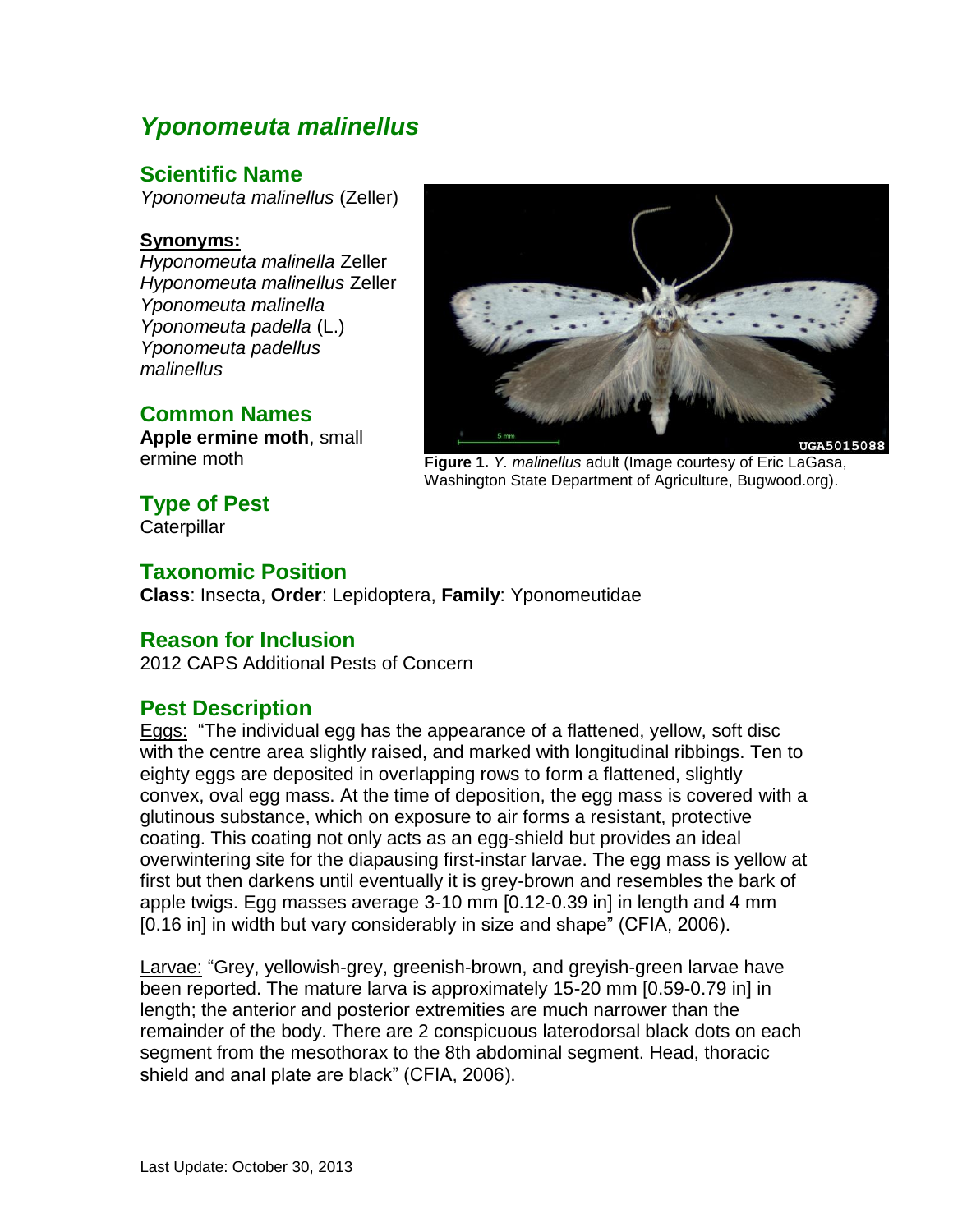# *Yponomeuta malinellus*

## Scientific Name

*Yponomeuta malinellus* (Zeller)

**Synonyms:**

*Hyponomeuta malinella* Zeller
*Hyponomeuta malinellus* Zeller
*Yponomeuta malinella*
*Yponomeuta padella* (L.)
*Yponomeuta padellus malinellus*

## Common Names

**Apple ermine moth**, small ermine moth

**Figure 1.** *Y. malinellus* adult (Image courtesy of Eric LaGasa, Washington State Department of Agriculture, Bugwood.org).

## Type of Pest

Caterpillar

## Taxonomic Position

**Class**: Insecta, **Order**: Lepidoptera, **Family**: Yponomeutidae

## Reason for Inclusion

2012 CAPS Additional Pests of Concern

## Pest Description

Eggs: "The individual egg has the appearance of a flattened, yellow, soft disc with the centre area slightly raised, and marked with longitudinal ribbings. Ten to eighty eggs are deposited in overlapping rows to form a flattened, slightly convex, oval egg mass. At the time of deposition, the egg mass is covered with a glutinous substance, which on exposure to air forms a resistant, protective coating. This coating not only acts as an egg-shield but provides an ideal overwintering site for the diapausing first-instar larvae. The egg mass is yellow at first but then darkens until eventually it is grey-brown and resembles the bark of apple twigs. Egg masses average 3-10 mm [0.12-0.39 in] in length and 4 mm [0.16 in] in width but vary considerably in size and shape" (CFIA, 2006).

Larvae: "Grey, yellowish-grey, greenish-brown, and greyish-green larvae have been reported. The mature larva is approximately 15-20 mm [0.59-0.79 in] in length; the anterior and posterior extremities are much narrower than the remainder of the body. There are 2 conspicuous laterodorsal black dots on each segment from the mesothorax to the 8th abdominal segment. Head, thoracic shield and anal plate are black" (CFIA, 2006).

Last Update: October 30, 2013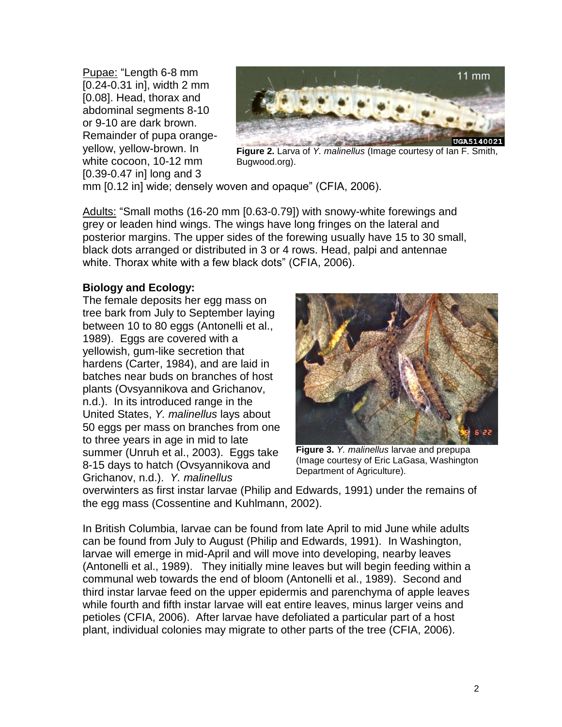Pupae: "Length 6-8 mm [0.24-0.31 in], width 2 mm [0.08]. Head, thorax and abdominal segments 8-10 or 9-10 are dark brown. Remainder of pupa orange-yellow, yellow-brown. In white cocoon, 10-12 mm [0.39-0.47 in] long and 3 mm [0.12 in] wide; densely woven and opaque" (CFIA, 2006).

**Figure 2.** Larva of *Y. malinellus* (Image courtesy of Ian F. Smith, Bugwood.org).

Adults: "Small moths (16-20 mm [0.63-0.79]) with snowy-white forewings and grey or leaden hind wings. The wings have long fringes on the lateral and posterior margins. The upper sides of the forewing usually have 15 to 30 small, black dots arranged or distributed in 3 or 4 rows. Head, palpi and antennae white. Thorax white with a few black dots" (CFIA, 2006).

**Biology and Ecology:**

The female deposits her egg mass on tree bark from July to September laying between 10 to 80 eggs (Antonelli et al., 1989). Eggs are covered with a yellowish, gum-like secretion that hardens (Carter, 1984), and are laid in batches near buds on branches of host plants (Ovsyannikova and Grichanov, n.d.). In its introduced range in the United States, *Y. malinellus* lays about 50 eggs per mass on branches from one to three years in age in mid to late summer (Unruh et al., 2003). Eggs take 8-15 days to hatch (Ovsyannikova and Grichanov, n.d.). *Y. malinellus* overwinters as first instar larvae (Philip and Edwards, 1991) under the remains of the egg mass (Cossentine and Kuhlmann, 2002).

**Figure 3.** *Y. malinellus* larvae and prepupa (Image courtesy of Eric LaGasa, Washington Department of Agriculture).

In British Columbia, larvae can be found from late April to mid June while adults can be found from July to August (Philip and Edwards, 1991). In Washington, larvae will emerge in mid-April and will move into developing, nearby leaves (Antonelli et al., 1989). They initially mine leaves but will begin feeding within a communal web towards the end of bloom (Antonelli et al., 1989). Second and third instar larvae feed on the upper epidermis and parenchyma of apple leaves while fourth and fifth instar larvae will eat entire leaves, minus larger veins and petioles (CFIA, 2006). After larvae have defoliated a particular part of a host plant, individual colonies may migrate to other parts of the tree (CFIA, 2006).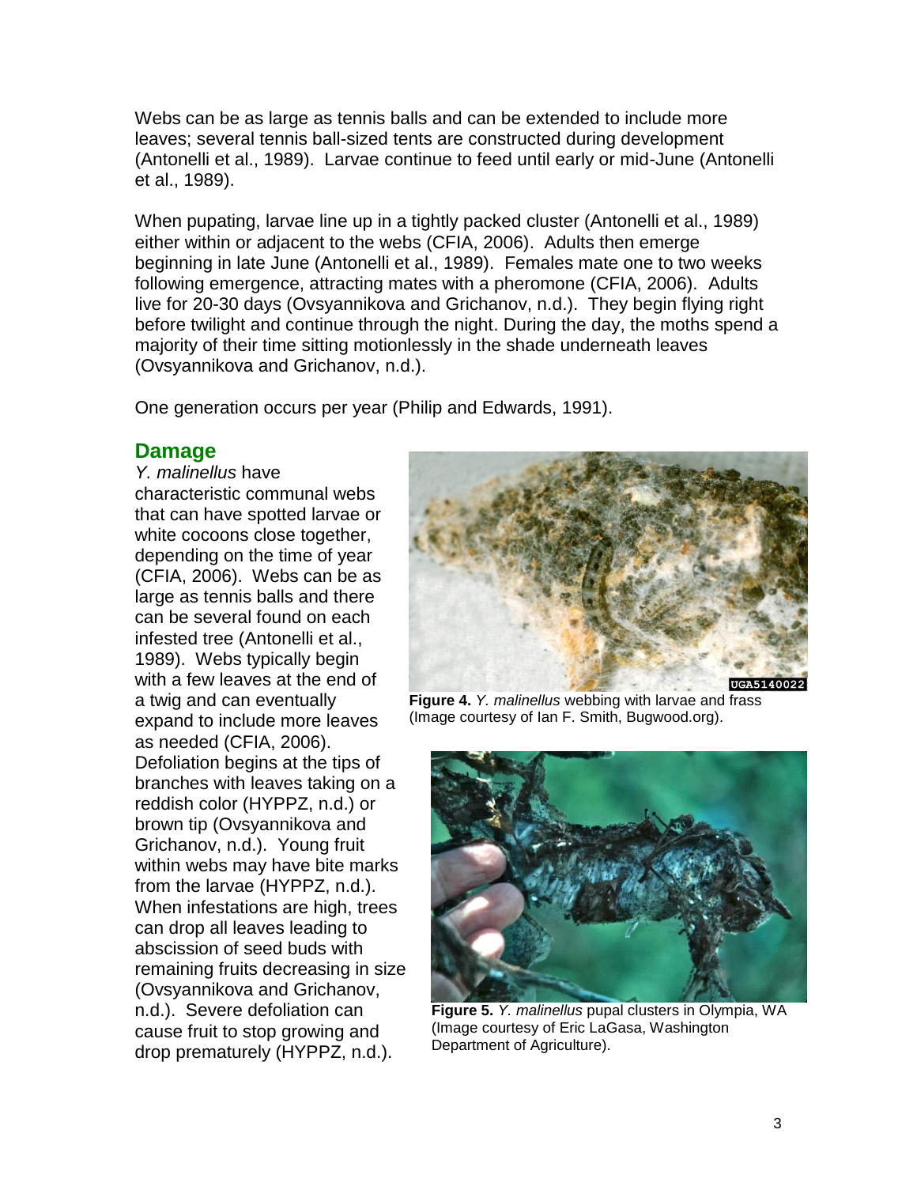Webs can be as large as tennis balls and can be extended to include more leaves; several tennis ball-sized tents are constructed during development (Antonelli et al., 1989). Larvae continue to feed until early or mid-June (Antonelli et al., 1989).

When pupating, larvae line up in a tightly packed cluster (Antonelli et al., 1989) either within or adjacent to the webs (CFIA, 2006). Adults then emerge beginning in late June (Antonelli et al., 1989). Females mate one to two weeks following emergence, attracting mates with a pheromone (CFIA, 2006). Adults live for 20-30 days (Ovsyannikova and Grichanov, n.d.). They begin flying right before twilight and continue through the night. During the day, the moths spend a majority of their time sitting motionlessly in the shade underneath leaves (Ovsyannikova and Grichanov, n.d.).

One generation occurs per year (Philip and Edwards, 1991).

## Damage

*Y. malinellus* have characteristic communal webs that can have spotted larvae or white cocoons close together, depending on the time of year (CFIA, 2006). Webs can be as large as tennis balls and there can be several found on each infested tree (Antonelli et al., 1989). Webs typically begin with a few leaves at the end of a twig and can eventually expand to include more leaves as needed (CFIA, 2006). Defoliation begins at the tips of branches with leaves taking on a reddish color (HYPPZ, n.d.) or brown tip (Ovsyannikova and Grichanov, n.d.). Young fruit within webs may have bite marks from the larvae (HYPPZ, n.d.). When infestations are high, trees can drop all leaves leading to abscission of seed buds with remaining fruits decreasing in size (Ovsyannikova and Grichanov, n.d.). Severe defoliation can cause fruit to stop growing and drop prematurely (HYPPZ, n.d.).

**Figure 4.** *Y. malinellus* webbing with larvae and frass (Image courtesy of Ian F. Smith, Bugwood.org).

**Figure 5.** *Y. malinellus* pupal clusters in Olympia, WA (Image courtesy of Eric LaGasa, Washington Department of Agriculture).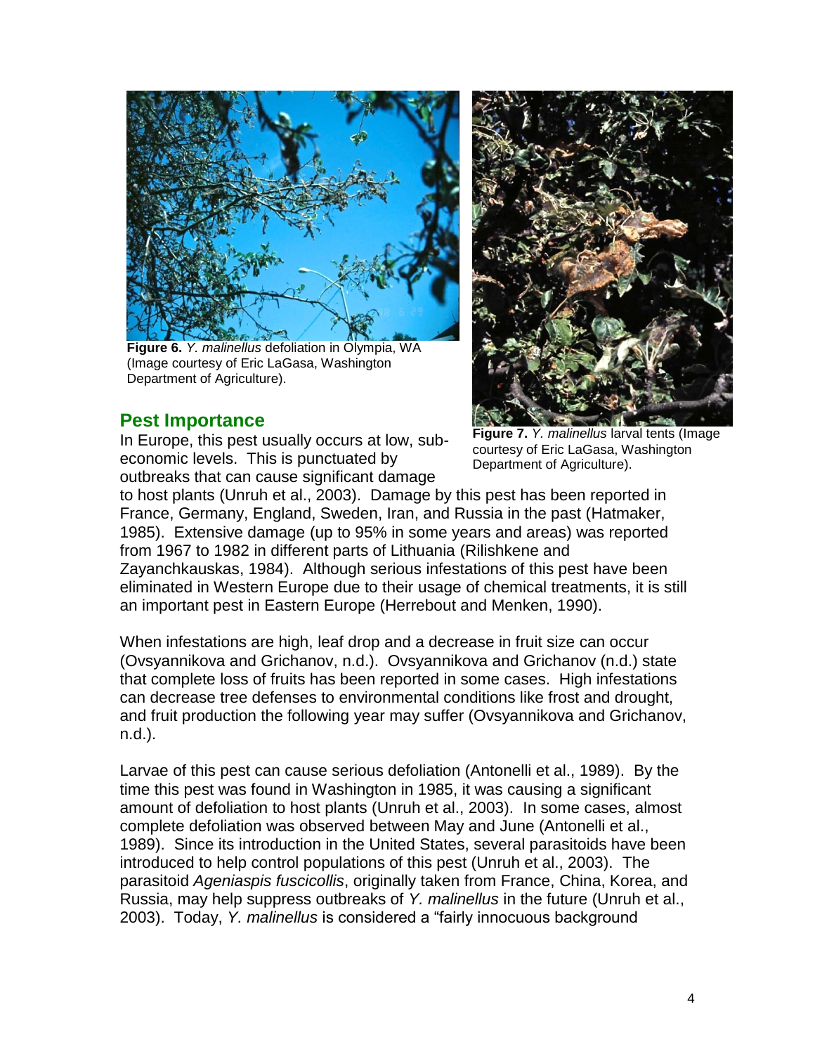**Figure 6.** *Y. malinellus* defoliation in Olympia, WA (Image courtesy of Eric LaGasa, Washington Department of Agriculture).

**Figure 7.** *Y. malinellus* larval tents (Image courtesy of Eric LaGasa, Washington Department of Agriculture).

## Pest Importance

In Europe, this pest usually occurs at low, sub-economic levels. This is punctuated by outbreaks that can cause significant damage to host plants (Unruh et al., 2003). Damage by this pest has been reported in France, Germany, England, Sweden, Iran, and Russia in the past (Hatmaker, 1985). Extensive damage (up to 95% in some years and areas) was reported from 1967 to 1982 in different parts of Lithuania (Rilishkene and Zayanchkauskas, 1984). Although serious infestations of this pest have been eliminated in Western Europe due to their usage of chemical treatments, it is still an important pest in Eastern Europe (Herrebout and Menken, 1990).

When infestations are high, leaf drop and a decrease in fruit size can occur (Ovsyannikova and Grichanov, n.d.). Ovsyannikova and Grichanov (n.d.) state that complete loss of fruits has been reported in some cases. High infestations can decrease tree defenses to environmental conditions like frost and drought, and fruit production the following year may suffer (Ovsyannikova and Grichanov, n.d.).

Larvae of this pest can cause serious defoliation (Antonelli et al., 1989). By the time this pest was found in Washington in 1985, it was causing a significant amount of defoliation to host plants (Unruh et al., 2003). In some cases, almost complete defoliation was observed between May and June (Antonelli et al., 1989). Since its introduction in the United States, several parasitoids have been introduced to help control populations of this pest (Unruh et al., 2003). The parasitoid *Ageniaspis fuscicollis*, originally taken from France, China, Korea, and Russia, may help suppress outbreaks of *Y. malinellus* in the future (Unruh et al., 2003). Today, *Y. malinellus* is considered a “fairly innocuous background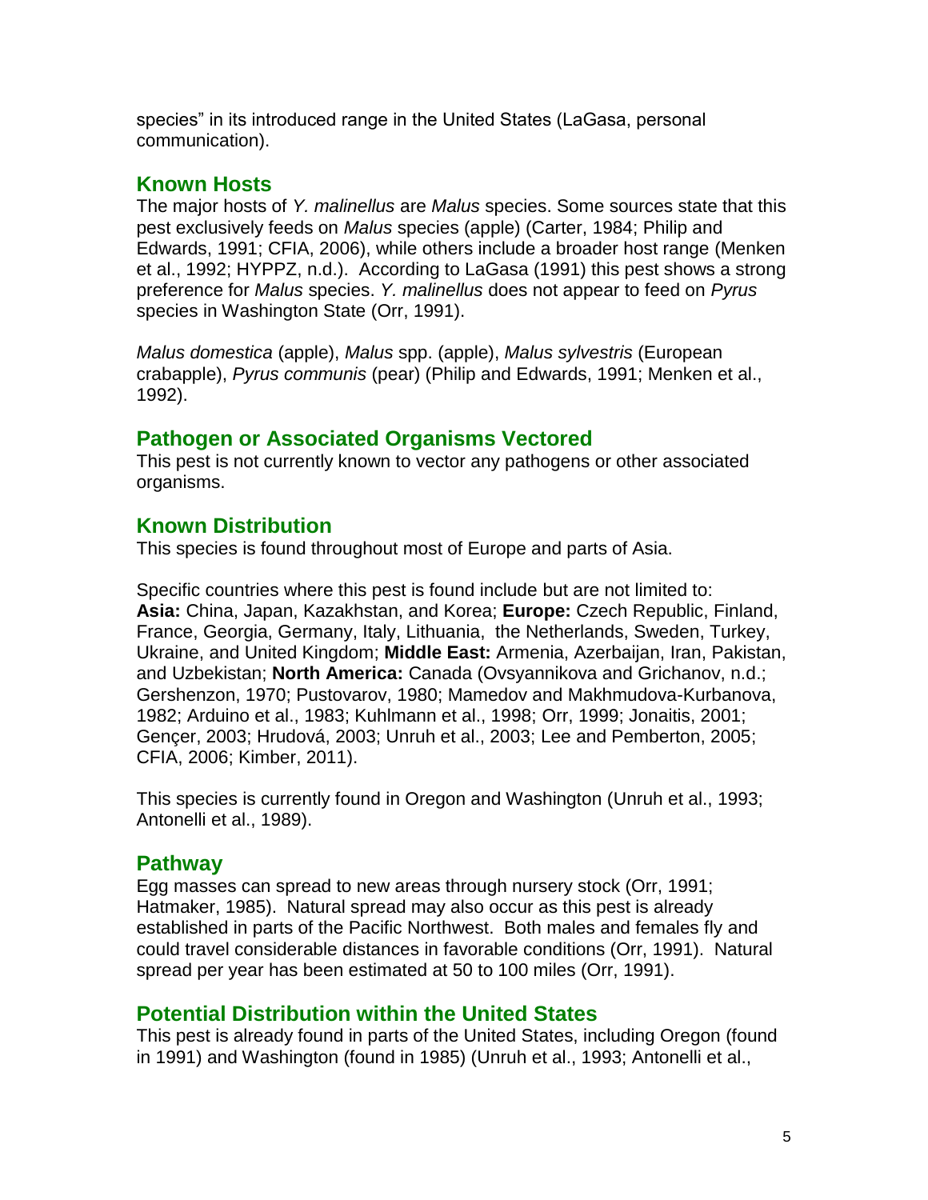species" in its introduced range in the United States (LaGasa, personal communication).

## Known Hosts

The major hosts of *Y. malinellus* are *Malus* species. Some sources state that this pest exclusively feeds on *Malus* species (apple) (Carter, 1984; Philip and Edwards, 1991; CFIA, 2006), while others include a broader host range (Menken et al., 1992; HYPPZ, n.d.). According to LaGasa (1991) this pest shows a strong preference for *Malus* species. *Y. malinellus* does not appear to feed on *Pyrus* species in Washington State (Orr, 1991).

*Malus domestica* (apple), *Malus* spp. (apple), *Malus sylvestris* (European crabapple), *Pyrus communis* (pear) (Philip and Edwards, 1991; Menken et al., 1992).

## Pathogen or Associated Organisms Vectored

This pest is not currently known to vector any pathogens or other associated organisms.

## Known Distribution

This species is found throughout most of Europe and parts of Asia.

Specific countries where this pest is found include but are not limited to: **Asia:** China, Japan, Kazakhstan, and Korea; **Europe:** Czech Republic, Finland, France, Georgia, Germany, Italy, Lithuania, the Netherlands, Sweden, Turkey, Ukraine, and United Kingdom; **Middle East:** Armenia, Azerbaijan, Iran, Pakistan, and Uzbekistan; **North America:** Canada (Ovsyannikova and Grichanov, n.d.; Gershenzon, 1970; Pustovarov, 1980; Mamedov and Makhmudova-Kurbanova, 1982; Arduino et al., 1983; Kuhlmann et al., 1998; Orr, 1999; Jonaitis, 2001; Gençer, 2003; Hrudová, 2003; Unruh et al., 2003; Lee and Pemberton, 2005; CFIA, 2006; Kimber, 2011).

This species is currently found in Oregon and Washington (Unruh et al., 1993; Antonelli et al., 1989).

## Pathway

Egg masses can spread to new areas through nursery stock (Orr, 1991; Hatmaker, 1985). Natural spread may also occur as this pest is already established in parts of the Pacific Northwest. Both males and females fly and could travel considerable distances in favorable conditions (Orr, 1991). Natural spread per year has been estimated at 50 to 100 miles (Orr, 1991).

## Potential Distribution within the United States

This pest is already found in parts of the United States, including Oregon (found in 1991) and Washington (found in 1985) (Unruh et al., 1993; Antonelli et al.,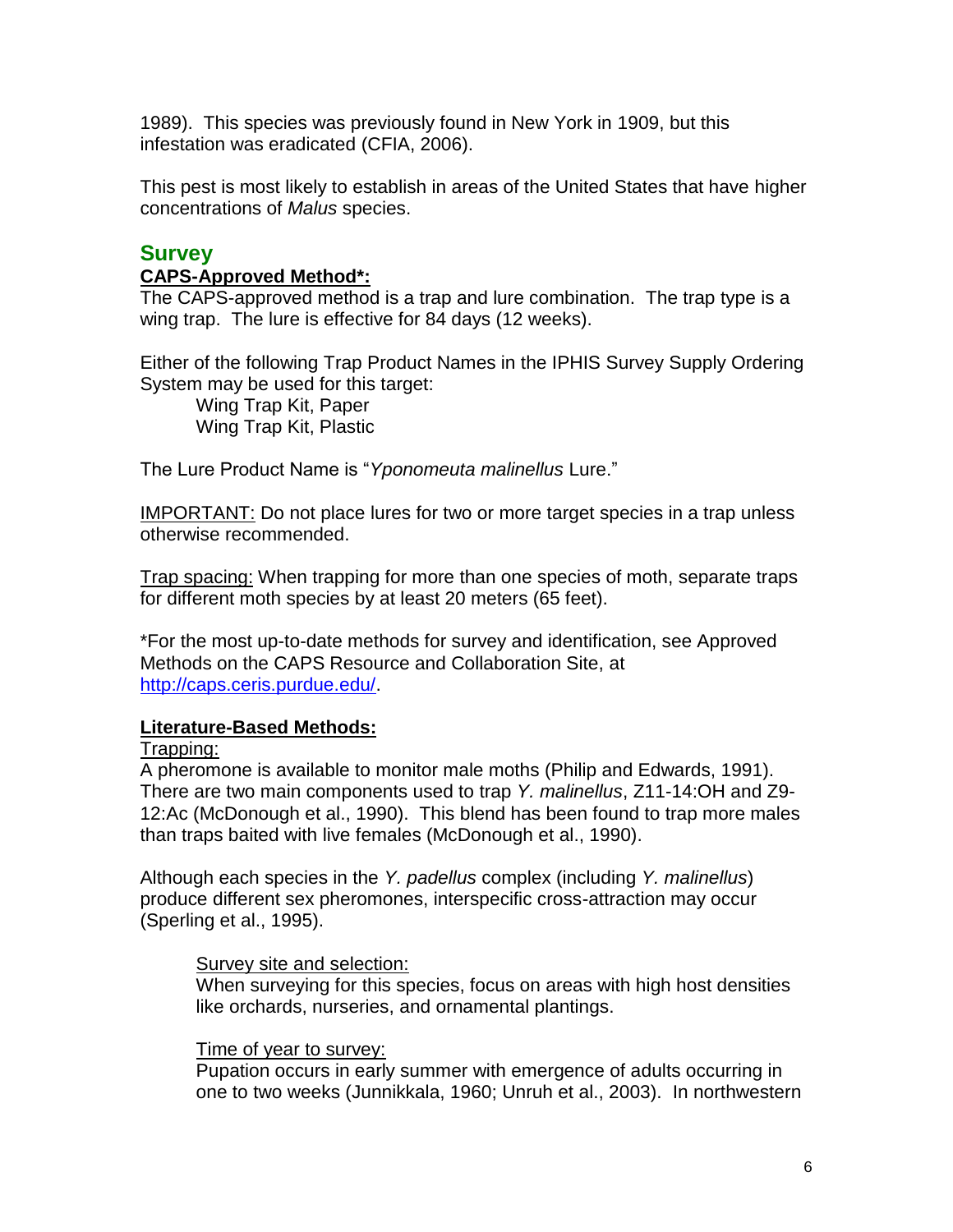1989). This species was previously found in New York in 1909, but this infestation was eradicated (CFIA, 2006).

This pest is most likely to establish in areas of the United States that have higher concentrations of *Malus* species.

## Survey

**CAPS-Approved Method*:**

The CAPS-approved method is a trap and lure combination. The trap type is a wing trap. The lure is effective for 84 days (12 weeks).

Either of the following Trap Product Names in the IPHIS Survey Supply Ordering System may be used for this target:

Wing Trap Kit, Paper
Wing Trap Kit, Plastic

The Lure Product Name is "*Yponomeuta malinellus* Lure."

IMPORTANT: Do not place lures for two or more target species in a trap unless otherwise recommended.

Trap spacing: When trapping for more than one species of moth, separate traps for different moth species by at least 20 meters (65 feet).

*For the most up-to-date methods for survey and identification, see Approved Methods on the CAPS Resource and Collaboration Site, at http://caps.ceris.purdue.edu/.

**Literature-Based Methods:**

Trapping:

A pheromone is available to monitor male moths (Philip and Edwards, 1991). There are two main components used to trap *Y. malinellus*, Z11-14:OH and Z9-12:Ac (McDonough et al., 1990). This blend has been found to trap more males than traps baited with live females (McDonough et al., 1990).

Although each species in the *Y. padellus* complex (including *Y. malinellus*) produce different sex pheromones, interspecific cross-attraction may occur (Sperling et al., 1995).

Survey site and selection:

When surveying for this species, focus on areas with high host densities like orchards, nurseries, and ornamental plantings.

Time of year to survey:

Pupation occurs in early summer with emergence of adults occurring in one to two weeks (Junnikkala, 1960; Unruh et al., 2003). In northwestern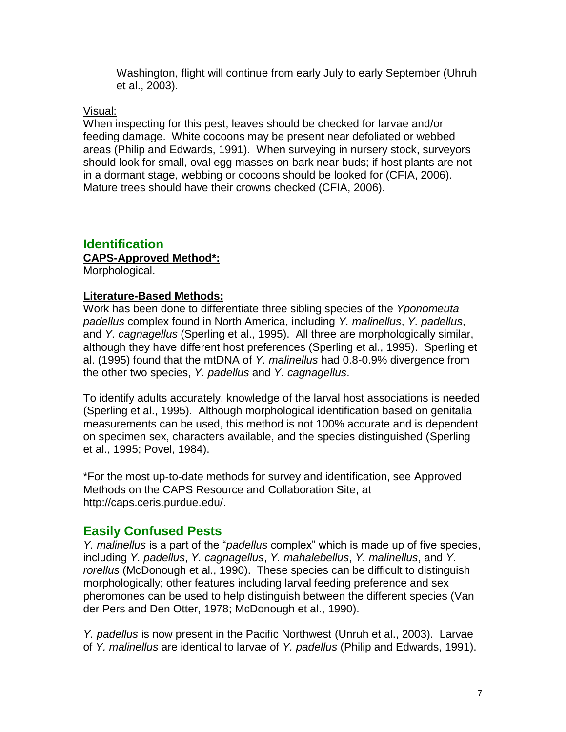Washington, flight will continue from early July to early September (Uhruh et al., 2003).

Visual:

When inspecting for this pest, leaves should be checked for larvae and/or feeding damage. White cocoons may be present near defoliated or webbed areas (Philip and Edwards, 1991). When surveying in nursery stock, surveyors should look for small, oval egg masses on bark near buds; if host plants are not in a dormant stage, webbing or cocoons should be looked for (CFIA, 2006). Mature trees should have their crowns checked (CFIA, 2006).

## Identification

**CAPS-Approved Method*:**

Morphological.

**Literature-Based Methods:**

Work has been done to differentiate three sibling species of the *Yponomeuta padellus* complex found in North America, including *Y. malinellus*, *Y. padellus*, and *Y. cagnagellus* (Sperling et al., 1995). All three are morphologically similar, although they have different host preferences (Sperling et al., 1995). Sperling et al. (1995) found that the mtDNA of *Y. malinellus* had 0.8-0.9% divergence from the other two species, *Y. padellus* and *Y. cagnagellus*.

To identify adults accurately, knowledge of the larval host associations is needed (Sperling et al., 1995). Although morphological identification based on genitalia measurements can be used, this method is not 100% accurate and is dependent on specimen sex, characters available, and the species distinguished (Sperling et al., 1995; Povel, 1984).

*For the most up-to-date methods for survey and identification, see Approved Methods on the CAPS Resource and Collaboration Site, at http://caps.ceris.purdue.edu/.

## Easily Confused Pests

*Y. malinellus* is a part of the "*padellus* complex" which is made up of five species, including *Y. padellus*, *Y. cagnagellus*, *Y. mahalebellus*, *Y. malinellus*, and *Y. rorellus* (McDonough et al., 1990). These species can be difficult to distinguish morphologically; other features including larval feeding preference and sex pheromones can be used to help distinguish between the different species (Van der Pers and Den Otter, 1978; McDonough et al., 1990).

*Y. padellus* is now present in the Pacific Northwest (Unruh et al., 2003). Larvae of *Y. malinellus* are identical to larvae of *Y. padellus* (Philip and Edwards, 1991).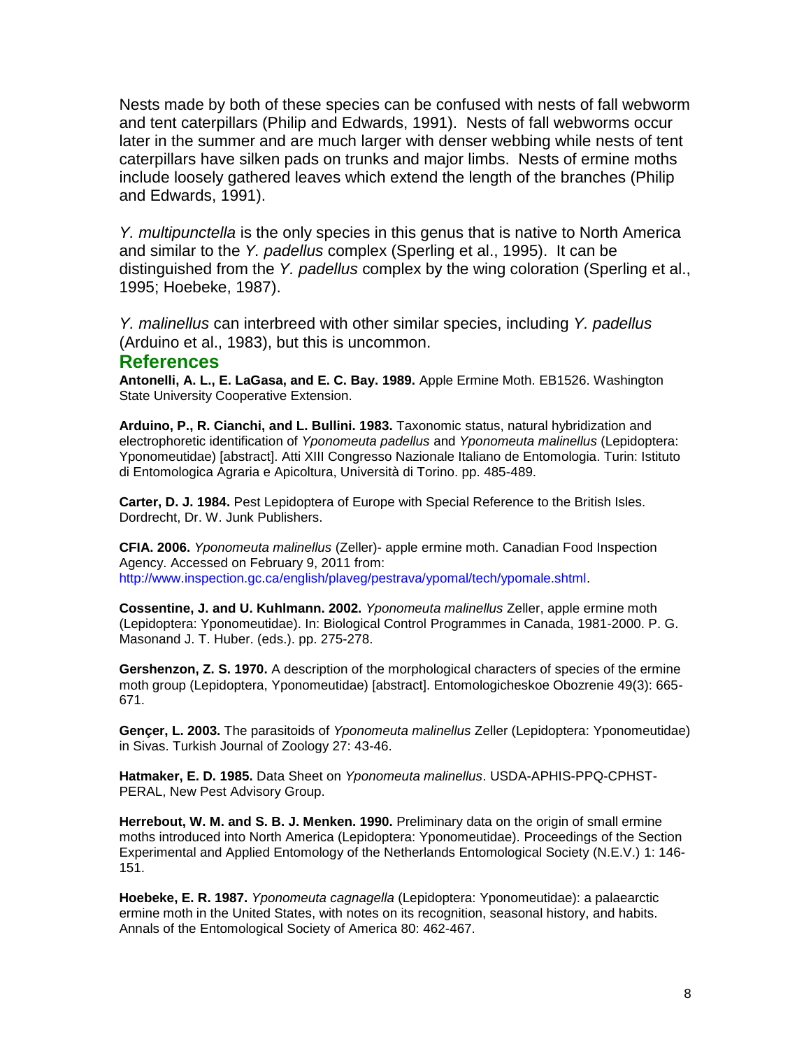Nests made by both of these species can be confused with nests of fall webworm and tent caterpillars (Philip and Edwards, 1991). Nests of fall webworms occur later in the summer and are much larger with denser webbing while nests of tent caterpillars have silken pads on trunks and major limbs. Nests of ermine moths include loosely gathered leaves which extend the length of the branches (Philip and Edwards, 1991).

*Y. multipunctella* is the only species in this genus that is native to North America and similar to the *Y. padellus* complex (Sperling et al., 1995). It can be distinguished from the *Y. padellus* complex by the wing coloration (Sperling et al., 1995; Hoebeke, 1987).

*Y. malinellus* can interbreed with other similar species, including *Y. padellus* (Arduino et al., 1983), but this is uncommon.

## References

**Antonelli, A. L., E. LaGasa, and E. C. Bay. 1989.** Apple Ermine Moth. EB1526. Washington State University Cooperative Extension.

**Arduino, P., R. Cianchi, and L. Bullini. 1983.** Taxonomic status, natural hybridization and electrophoretic identification of *Yponomeuta padellus* and *Yponomeuta malinellus* (Lepidoptera: Yponomeutidae) [abstract]. Atti XIII Congresso Nazionale Italiano de Entomologia. Turin: Istituto di Entomologica Agraria e Apicoltura, Università di Torino. pp. 485-489.

**Carter, D. J. 1984.** Pest Lepidoptera of Europe with Special Reference to the British Isles. Dordrecht, Dr. W. Junk Publishers.

**CFIA. 2006.** *Yponomeuta malinellus* (Zeller)- apple ermine moth. Canadian Food Inspection Agency. Accessed on February 9, 2011 from: http://www.inspection.gc.ca/english/plaveg/pestrava/ypomal/tech/ypomale.shtml.

**Cossentine, J. and U. Kuhlmann. 2002.** *Yponomeuta malinellus* Zeller, apple ermine moth (Lepidoptera: Yponomeutidae). In: Biological Control Programmes in Canada, 1981-2000. P. G. Masonand J. T. Huber. (eds.). pp. 275-278.

**Gershenzon, Z. S. 1970.** A description of the morphological characters of species of the ermine moth group (Lepidoptera, Yponomeutidae) [abstract]. Entomologicheskoe Obozrenie 49(3): 665-671.

**Gençer, L. 2003.** The parasitoids of *Yponomeuta malinellus* Zeller (Lepidoptera: Yponomeutidae) in Sivas. Turkish Journal of Zoology 27: 43-46.

**Hatmaker, E. D. 1985.** Data Sheet on *Yponomeuta malinellus*. USDA-APHIS-PPQ-CPHST-PERAL, New Pest Advisory Group.

**Herrebout, W. M. and S. B. J. Menken. 1990.** Preliminary data on the origin of small ermine moths introduced into North America (Lepidoptera: Yponomeutidae). Proceedings of the Section Experimental and Applied Entomology of the Netherlands Entomological Society (N.E.V.) 1: 146-151.

**Hoebeke, E. R. 1987.** *Yponomeuta cagnagella* (Lepidoptera: Yponomeutidae): a palaearctic ermine moth in the United States, with notes on its recognition, seasonal history, and habits. Annals of the Entomological Society of America 80: 462-467.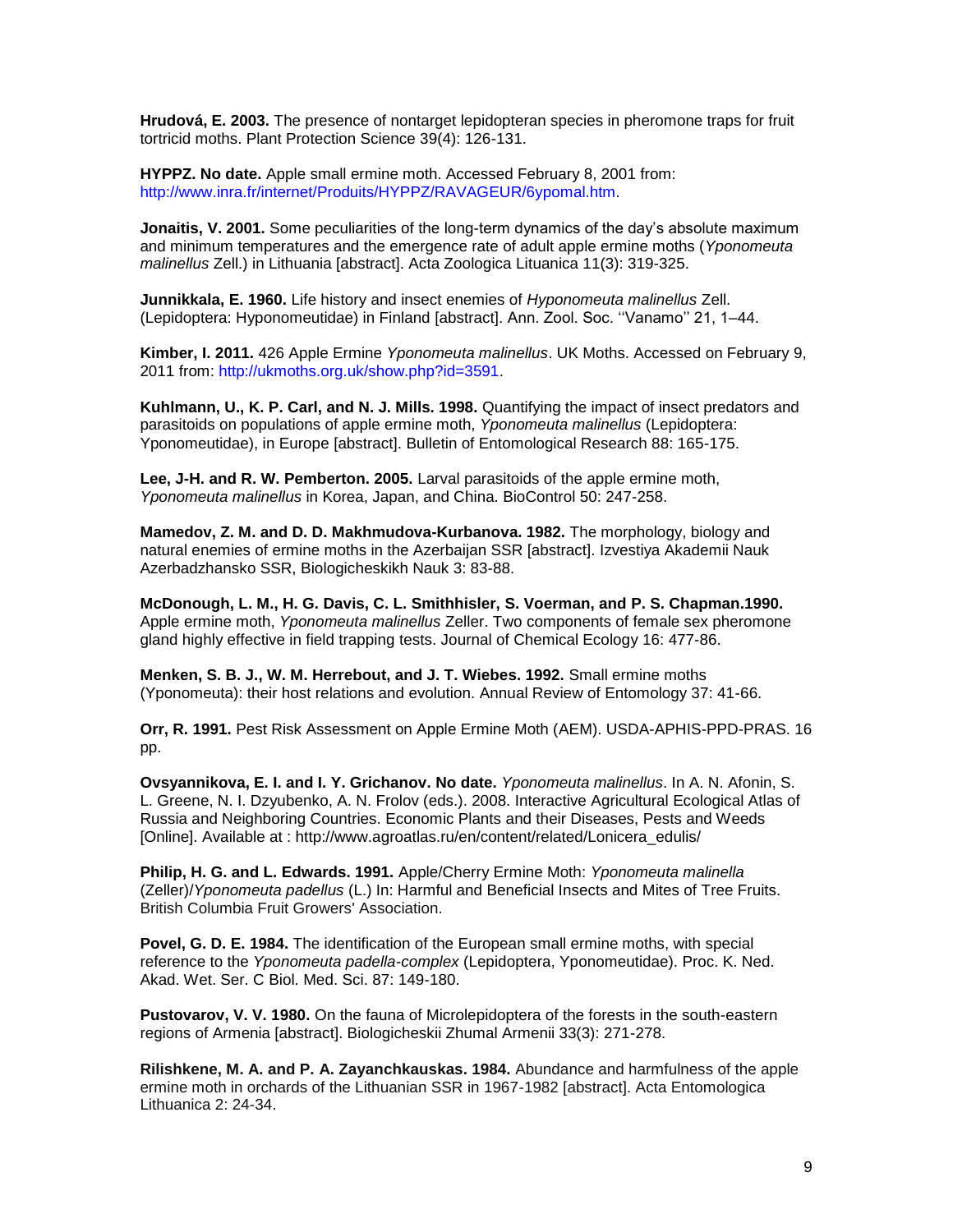**Hrudová, E. 2003.** The presence of nontarget lepidopteran species in pheromone traps for fruit tortricid moths. Plant Protection Science 39(4): 126-131.

**HYPPZ. No date.** Apple small ermine moth. Accessed February 8, 2001 from: http://www.inra.fr/internet/Produits/HYPPZ/RAVAGEUR/6ypomal.htm.

**Jonaitis, V. 2001.** Some peculiarities of the long-term dynamics of the day's absolute maximum and minimum temperatures and the emergence rate of adult apple ermine moths (*Yponomeuta malinellus* Zell.) in Lithuania [abstract]. Acta Zoologica Lituanica 11(3): 319-325.

**Junnikkala, E. 1960.** Life history and insect enemies of *Hyponomeuta malinellus* Zell. (Lepidoptera: Hyponomeutidae) in Finland [abstract]. Ann. Zool. Soc. ''Vanamo'' 21, 1–44.

**Kimber, I. 2011.** 426 Apple Ermine *Yponomeuta malinellus*. UK Moths. Accessed on February 9, 2011 from: http://ukmoths.org.uk/show.php?id=3591.

**Kuhlmann, U., K. P. Carl, and N. J. Mills. 1998.** Quantifying the impact of insect predators and parasitoids on populations of apple ermine moth, *Yponomeuta malinellus* (Lepidoptera: Yponomeutidae), in Europe [abstract]. Bulletin of Entomological Research 88: 165-175.

**Lee, J-H. and R. W. Pemberton. 2005.** Larval parasitoids of the apple ermine moth, *Yponomeuta malinellus* in Korea, Japan, and China. BioControl 50: 247-258.

**Mamedov, Z. M. and D. D. Makhmudova-Kurbanova. 1982.** The morphology, biology and natural enemies of ermine moths in the Azerbaijan SSR [abstract]. Izvestiya Akademii Nauk Azerbadzhansko SSR, Biologicheskikh Nauk 3: 83-88.

**McDonough, L. M., H. G. Davis, C. L. Smithhisler, S. Voerman, and P. S. Chapman.1990.** Apple ermine moth, *Yponomeuta malinellus* Zeller. Two components of female sex pheromone gland highly effective in field trapping tests. Journal of Chemical Ecology 16: 477-86.

**Menken, S. B. J., W. M. Herrebout, and J. T. Wiebes. 1992.** Small ermine moths (Yponomeuta): their host relations and evolution. Annual Review of Entomology 37: 41-66.

**Orr, R. 1991.** Pest Risk Assessment on Apple Ermine Moth (AEM). USDA-APHIS-PPD-PRAS. 16 pp.

**Ovsyannikova, E. I. and I. Y. Grichanov. No date.** *Yponomeuta malinellus*. In A. N. Afonin, S. L. Greene, N. I. Dzyubenko, A. N. Frolov (eds.). 2008. Interactive Agricultural Ecological Atlas of Russia and Neighboring Countries. Economic Plants and their Diseases, Pests and Weeds [Online]. Available at : http://www.agroatlas.ru/en/content/related/Lonicera_edulis/

**Philip, H. G. and L. Edwards. 1991.** Apple/Cherry Ermine Moth: *Yponomeuta malinella* (Zeller)/*Yponomeuta padellus* (L.) In: Harmful and Beneficial Insects and Mites of Tree Fruits. British Columbia Fruit Growers' Association.

**Povel, G. D. E. 1984.** The identification of the European small ermine moths, with special reference to the *Yponomeuta padella-complex* (Lepidoptera, Yponomeutidae). Proc. K. Ned. Akad. Wet. Ser. C Biol. Med. Sci. 87: 149-180.

**Pustovarov, V. V. 1980.** On the fauna of Microlepidoptera of the forests in the south-eastern regions of Armenia [abstract]. Biologicheskii Zhumal Armenii 33(3): 271-278.

**Rilishkene, M. A. and P. A. Zayanchkauskas. 1984.** Abundance and harmfulness of the apple ermine moth in orchards of the Lithuanian SSR in 1967-1982 [abstract]. Acta Entomologica Lithuanica 2: 24-34.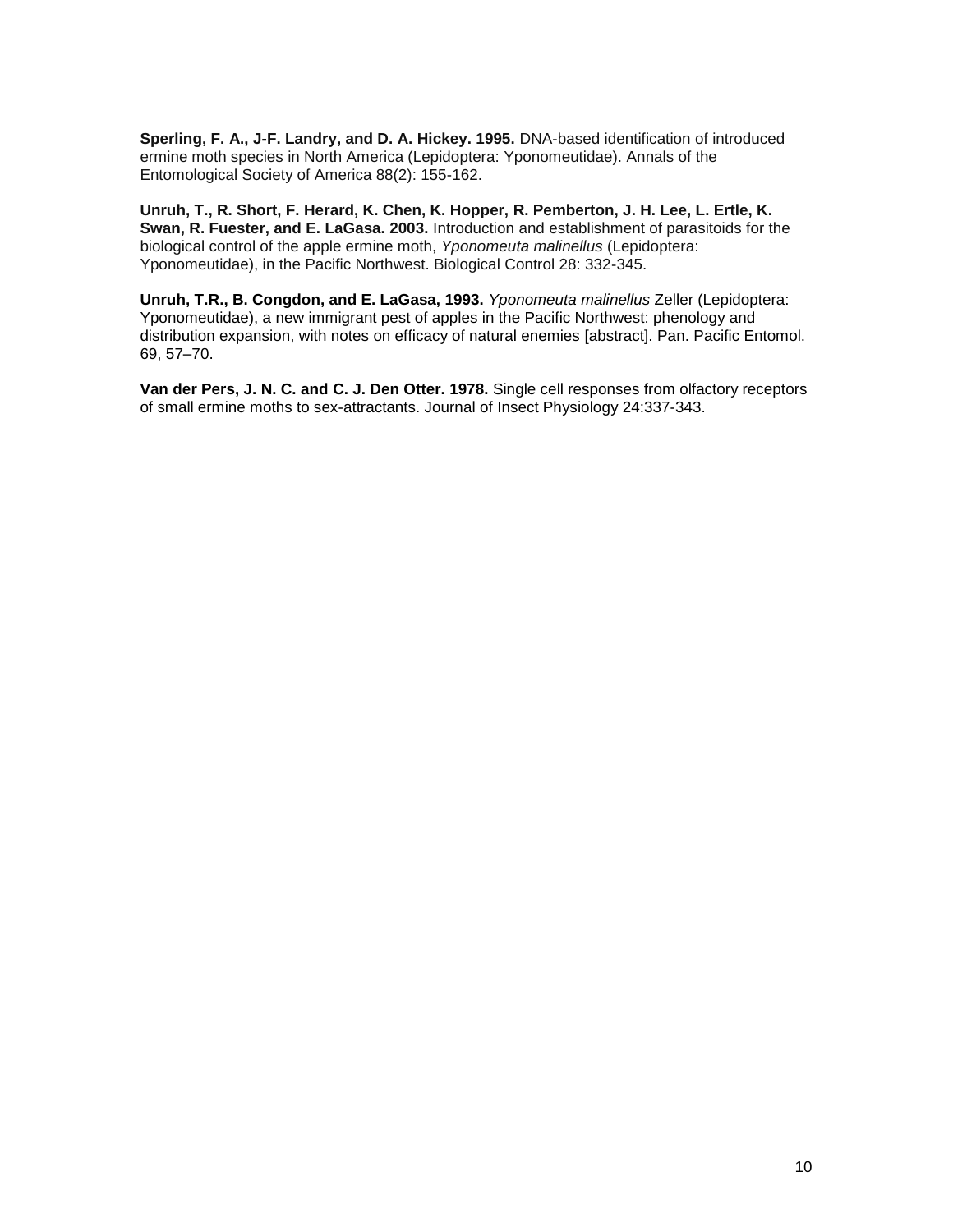**Sperling, F. A., J-F. Landry, and D. A. Hickey. 1995.** DNA-based identification of introduced ermine moth species in North America (Lepidoptera: Yponomeutidae). Annals of the Entomological Society of America 88(2): 155-162.

**Unruh, T., R. Short, F. Herard, K. Chen, K. Hopper, R. Pemberton, J. H. Lee, L. Ertle, K. Swan, R. Fuester, and E. LaGasa. 2003.** Introduction and establishment of parasitoids for the biological control of the apple ermine moth, *Yponomeuta malinellus* (Lepidoptera: Yponomeutidae), in the Pacific Northwest. Biological Control 28: 332-345.

**Unruh, T.R., B. Congdon, and E. LaGasa, 1993.** *Yponomeuta malinellus* Zeller (Lepidoptera: Yponomeutidae), a new immigrant pest of apples in the Pacific Northwest: phenology and distribution expansion, with notes on efficacy of natural enemies [abstract]. Pan. Pacific Entomol. 69, 57–70.

**Van der Pers, J. N. C. and C. J. Den Otter. 1978.** Single cell responses from olfactory receptors of small ermine moths to sex-attractants. Journal of Insect Physiology 24:337-343.